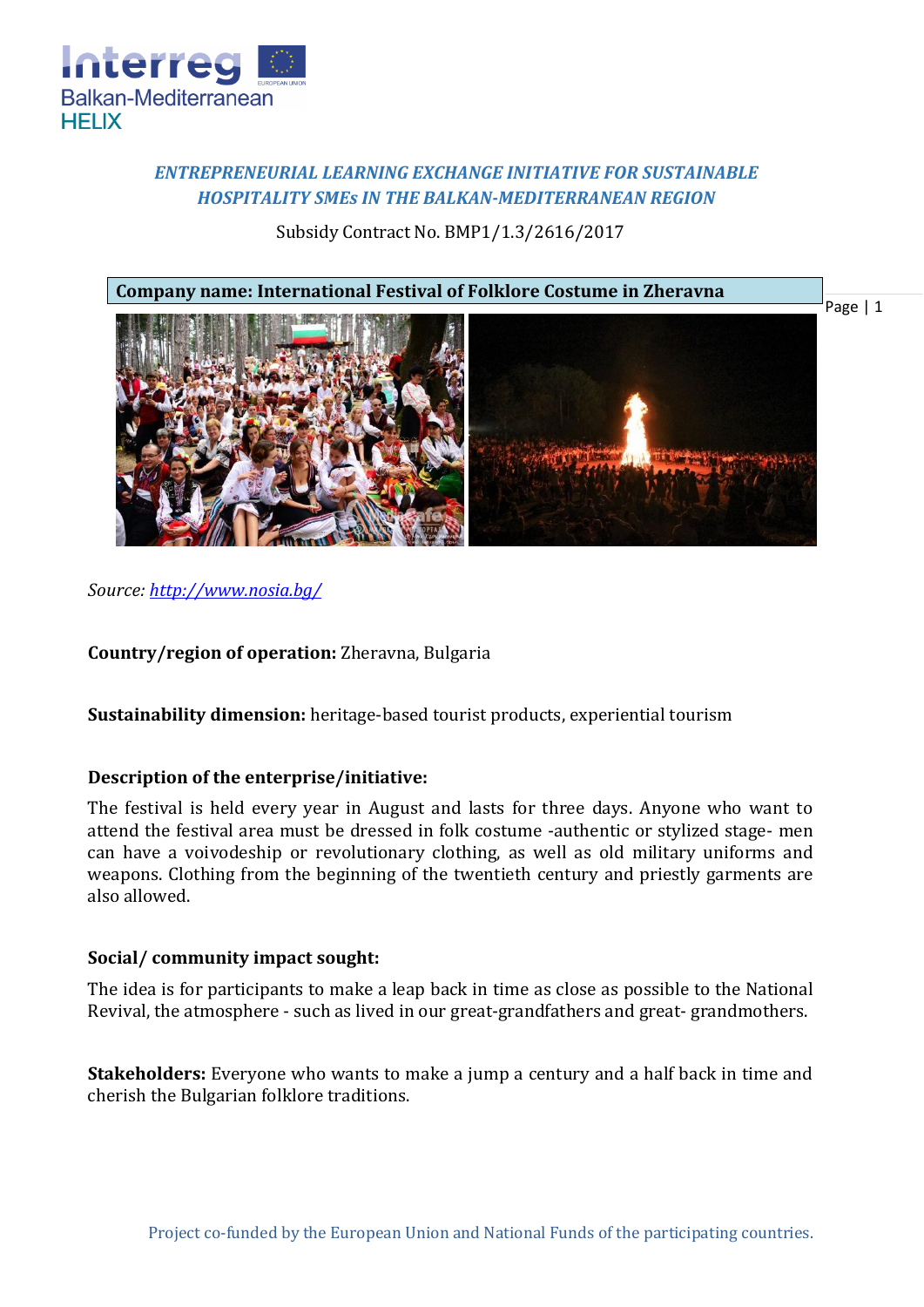*ENTREPRENEURIAL LEARNING EXCHANGE INITIATIVE FOR SUSTAINABLE HOSPITALITY SMEs IN THE BALKAN-MEDITERRANEAN REGION*

Subsidy Contract No. BMP1/1.3/2616/2017

**Company name: International Festival of Folklore Costume in Zheravna**

*Source: http://www.nosia.bg/*

**Country/region of operation:** Zheravna, Bulgaria

**Sustainability dimension:** heritage-based tourist products, experiential tourism

**Description of the enterprise/initiative:**

The festival is held every year in August and lasts for three days. Anyone who want to attend the festival area must be dressed in folk costume -authentic or stylized stage- men can have a voivodeship or revolutionary clothing, as well as old military uniforms and weapons. Clothing from the beginning of the twentieth century and priestly garments are also allowed.

**Social/ community impact sought:**

The idea is for participants to make a leap back in time as close as possible to the National Revival, the atmosphere - such as lived in our great-grandfathers and great- grandmothers.

**Stakeholders:** Everyone who wants to make a jump a century and a half back in time and cherish the Bulgarian folklore traditions.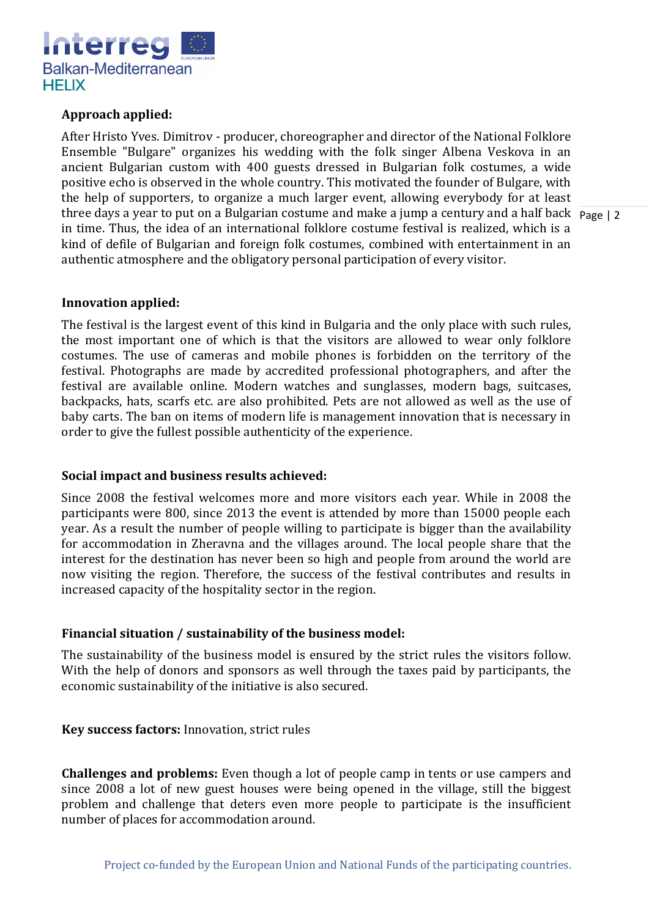**Approach applied:**

After Hristo Yves. Dimitrov - producer, choreographer and director of the National Folklore Ensemble "Bulgare" organizes his wedding with the folk singer Albena Veskova in an ancient Bulgarian custom with 400 guests dressed in Bulgarian folk costumes, a wide positive echo is observed in the whole country. This motivated the founder of Bulgare, with the help of supporters, to organize a much larger event, allowing everybody for at least three days a year to put on a Bulgarian costume and make a jump a century and a half back in time. Thus, the idea of an international folklore costume festival is realized, which is a kind of defile of Bulgarian and foreign folk costumes, combined with entertainment in an authentic atmosphere and the obligatory personal participation of every visitor.

**Innovation applied:**

The festival is the largest event of this kind in Bulgaria and the only place with such rules, the most important one of which is that the visitors are allowed to wear only folklore costumes. The use of cameras and mobile phones is forbidden on the territory of the festival. Photographs are made by accredited professional photographers, and after the festival are available online. Modern watches and sunglasses, modern bags, suitcases, backpacks, hats, scarfs etc. are also prohibited. Pets are not allowed as well as the use of baby carts. The ban on items of modern life is management innovation that is necessary in order to give the fullest possible authenticity of the experience.

**Social impact and business results achieved:**

Since 2008 the festival welcomes more and more visitors each year. While in 2008 the participants were 800, since 2013 the event is attended by more than 15000 people each year. As a result the number of people willing to participate is bigger than the availability for accommodation in Zheravna and the villages around. The local people share that the interest for the destination has never been so high and people from around the world are now visiting the region. Therefore, the success of the festival contributes and results in increased capacity of the hospitality sector in the region.

**Financial situation / sustainability of the business model:**

The sustainability of the business model is ensured by the strict rules the visitors follow. With the help of donors and sponsors as well through the taxes paid by participants, the economic sustainability of the initiative is also secured.

**Key success factors:** Innovation, strict rules

**Challenges and problems:** Even though a lot of people camp in tents or use campers and since 2008 a lot of new guest houses were being opened in the village, still the biggest problem and challenge that deters even more people to participate is the insufficient number of places for accommodation around.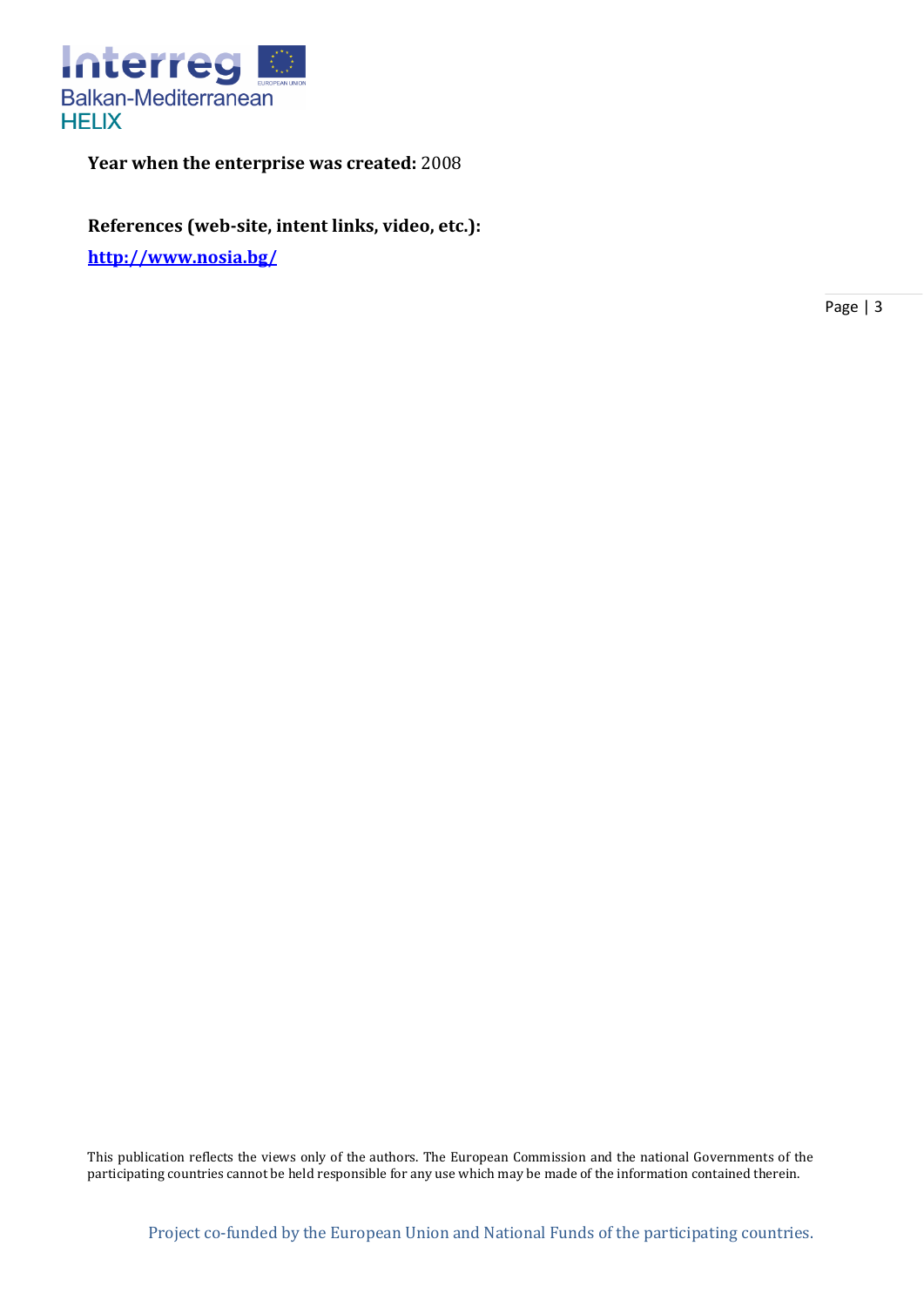**Year when the enterprise was created:** 2008

**References (web-site, intent links, video, etc.):**

**http://www.nosia.bg/**

This publication reflects the views only of the authors. The European Commission and the national Governments of the participating countries cannot be held responsible for any use which may be made of the information contained therein.

Project co-funded by the European Union and National Funds of the participating countries.